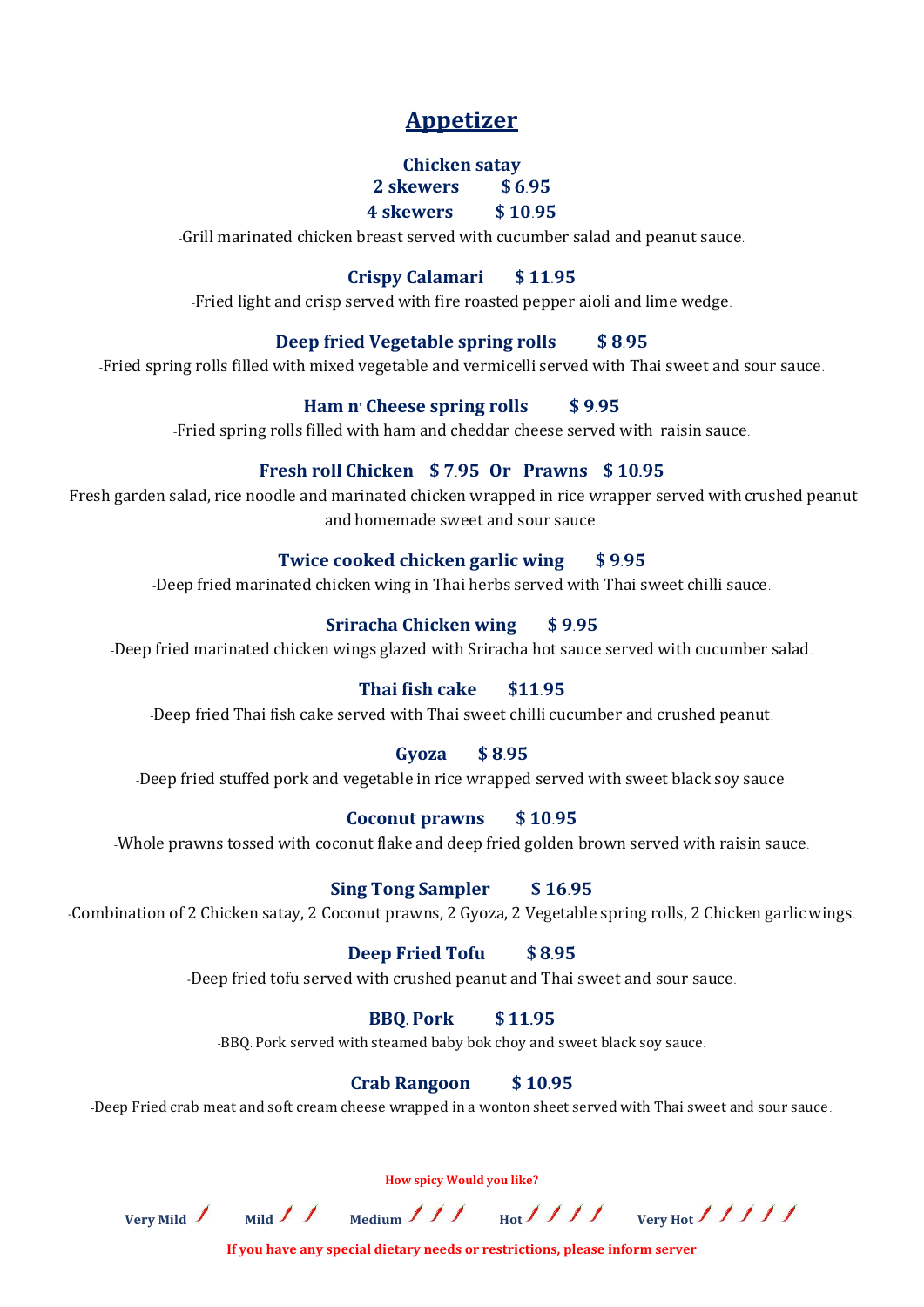# Appetizer

**Chicken satay**
**2 skewers $ 6.95**
**4 skewers $ 10.95**

-Grill marinated chicken breast served with cucumber salad and peanut sauce.

**Crispy Calamari $ 11.95**

-Fried light and crisp served with fire roasted pepper aioli and lime wedge.

**Deep fried Vegetable spring rolls $ 8.95**

-Fried spring rolls filled with mixed vegetable and vermicelli served with Thai sweet and sour sauce.

**Ham n' Cheese spring rolls $ 9.95**

-Fried spring rolls filled with ham and cheddar cheese served with raisin sauce.

**Fresh roll Chicken $ 7.95 Or Prawns $ 10.95**

-Fresh garden salad, rice noodle and marinated chicken wrapped in rice wrapper served with crushed peanut and homemade sweet and sour sauce.

**Twice cooked chicken garlic wing $ 9.95**

-Deep fried marinated chicken wing in Thai herbs served with Thai sweet chilli sauce.

**Sriracha Chicken wing $ 9.95**

-Deep fried marinated chicken wings glazed with Sriracha hot sauce served with cucumber salad.

**Thai fish cake $11.95**

-Deep fried Thai fish cake served with Thai sweet chilli cucumber and crushed peanut.

**Gyoza $ 8.95**

-Deep fried stuffed pork and vegetable in rice wrapped served with sweet black soy sauce.

**Coconut prawns $ 10.95**

-Whole prawns tossed with coconut flake and deep fried golden brown served with raisin sauce.

**Sing Tong Sampler $ 16.95**

-Combination of 2 Chicken satay, 2 Coconut prawns, 2 Gyoza, 2 Vegetable spring rolls, 2 Chicken garlic wings.

**Deep Fried Tofu $ 8.95**

-Deep fried tofu served with crushed peanut and Thai sweet and sour sauce.

**BBQ. Pork $ 11.95**

-BBQ. Pork served with steamed baby bok choy and sweet black soy sauce.

**Crab Rangoon $ 10.95**

-Deep Fried crab meat and soft cream cheese wrapped in a wonton sheet served with Thai sweet and sour sauce.

**How spicy Would you like?**

**Very Mild** 🌶 **Mild** 🌶🌶 **Medium** 🌶🌶🌶 **Hot** 🌶🌶🌶🌶 **Very Hot** 🌶🌶🌶🌶🌶

**If you have any special dietary needs or restrictions, please inform server**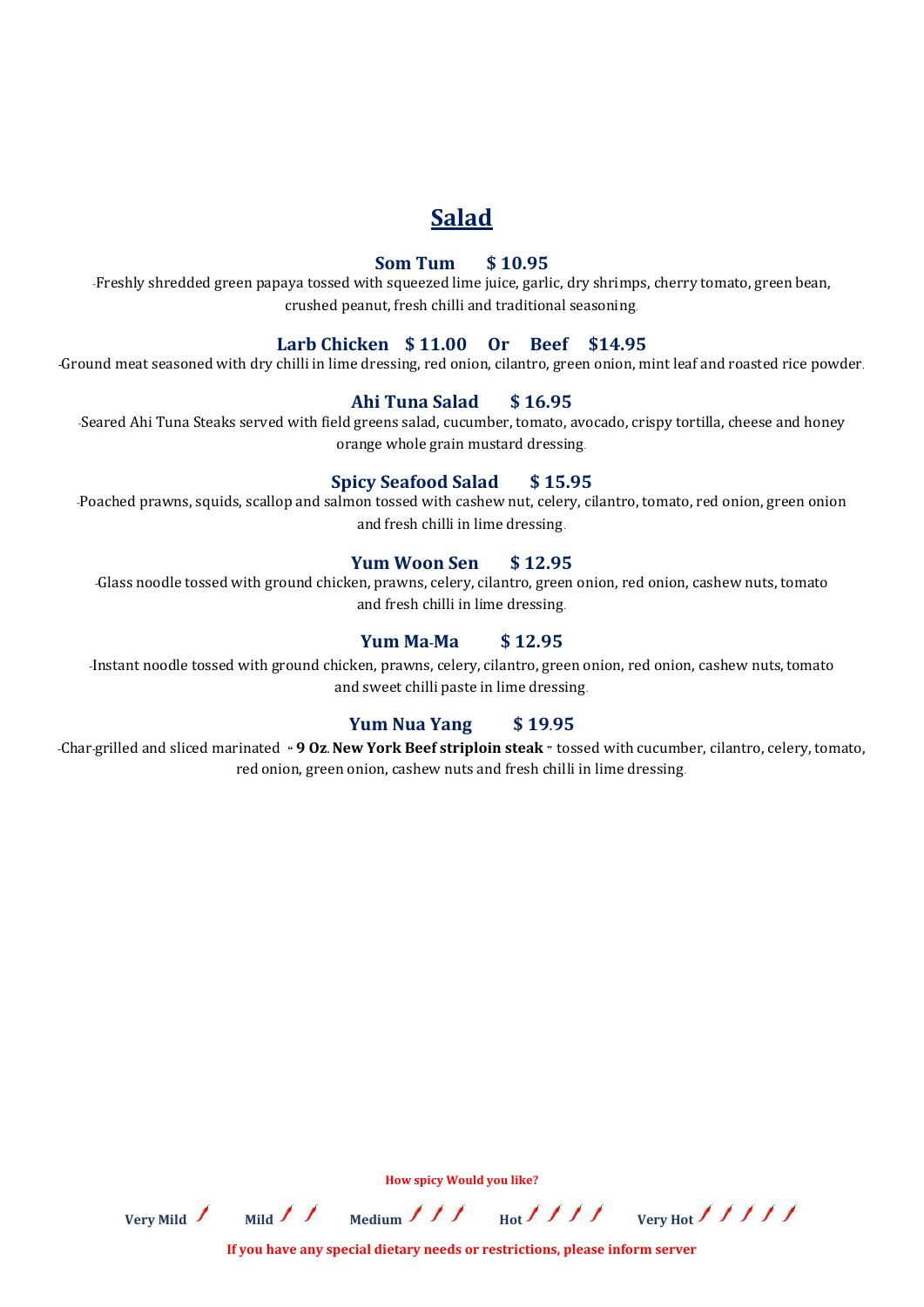# Salad

### Som Tum $ 10.95

-Freshly shredded green papaya tossed with squeezed lime juice, garlic, dry shrimps, cherry tomato, green bean, crushed peanut, fresh chilli and traditional seasoning.

### Larb Chicken $ 11.00 Or Beef $14.95

-Ground meat seasoned with dry chilli in lime dressing, red onion, cilantro, green onion, mint leaf and roasted rice powder.

### Ahi Tuna Salad $ 16.95

-Seared Ahi Tuna Steaks served with field greens salad, cucumber, tomato, avocado, crispy tortilla, cheese and honey orange whole grain mustard dressing.

### Spicy Seafood Salad $ 15.95

-Poached prawns, squids, scallop and salmon tossed with cashew nut, celery, cilantro, tomato, red onion, green onion and fresh chilli in lime dressing.

### Yum Woon Sen $ 12.95

-Glass noodle tossed with ground chicken, prawns, celery, cilantro, green onion, red onion, cashew nuts, tomato and fresh chilli in lime dressing.

### Yum Ma-Ma $ 12.95

-Instant noodle tossed with ground chicken, prawns, celery, cilantro, green onion, red onion, cashew nuts, tomato and sweet chilli paste in lime dressing.

### Yum Nua Yang $ 19.95

-Char-grilled and sliced marinated " **9 Oz. New York Beef striploin steak** " tossed with cucumber, cilantro, celery, tomato, red onion, green onion, cashew nuts and fresh chilli in lime dressing.

**How spicy Would you like?**

**Very Mild** 🌶 **Mild** 🌶🌶 **Medium** 🌶🌶🌶 **Hot** 🌶🌶🌶🌶 **Very Hot** 🌶🌶🌶🌶🌶

**If you have any special dietary needs or restrictions, please inform server**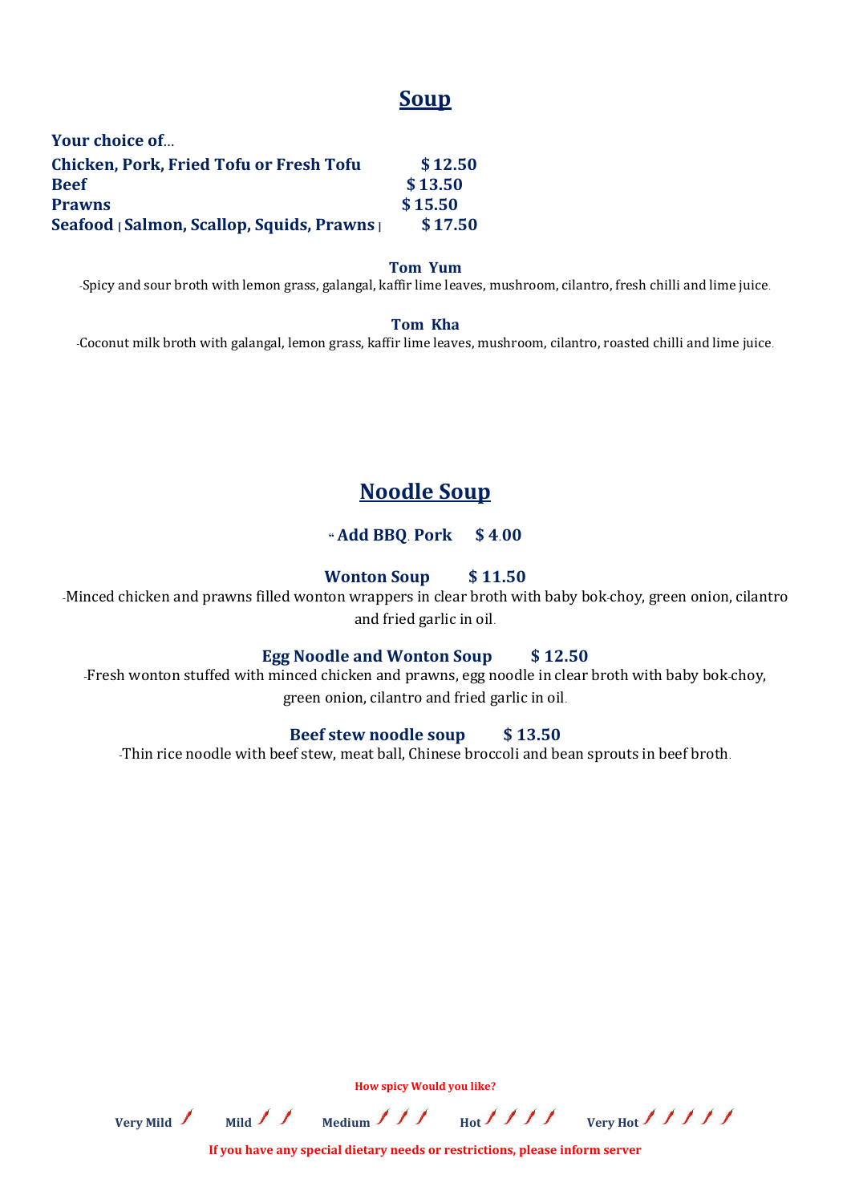## Soup

**Your choice of…**

| | |
|---|---|
| **Chicken, Pork, Fried Tofu or Fresh Tofu** | **$ 12.50** |
| **Beef** | **$ 13.50** |
| **Prawns** | **$ 15.50** |
| **Seafood [ Salmon, Scallop, Squids, Prawns ]** | **$ 17.50** |

**Tom Yum**

-Spicy and sour broth with lemon grass, galangal, kaffir lime leaves, mushroom, cilantro, fresh chilli and lime juice.

**Tom Kha**

-Coconut milk broth with galangal, lemon grass, kaffir lime leaves, mushroom, cilantro, roasted chilli and lime juice.

## Noodle Soup

**" Add BBQ. Pork $ 4.00**

**Wonton Soup $ 11.50**

-Minced chicken and prawns filled wonton wrappers in clear broth with baby bok-choy, green onion, cilantro and fried garlic in oil.

**Egg Noodle and Wonton Soup $ 12.50**

-Fresh wonton stuffed with minced chicken and prawns, egg noodle in clear broth with baby bok-choy, green onion, cilantro and fried garlic in oil.

**Beef stew noodle soup $ 13.50**

-Thin rice noodle with beef stew, meat ball, Chinese broccoli and bean sprouts in beef broth.

**How spicy Would you like?**

**Very Mild** 🌶 **Mild** 🌶🌶 **Medium** 🌶🌶🌶 **Hot** 🌶🌶🌶🌶 **Very Hot** 🌶🌶🌶🌶🌶

**If you have any special dietary needs or restrictions, please inform server**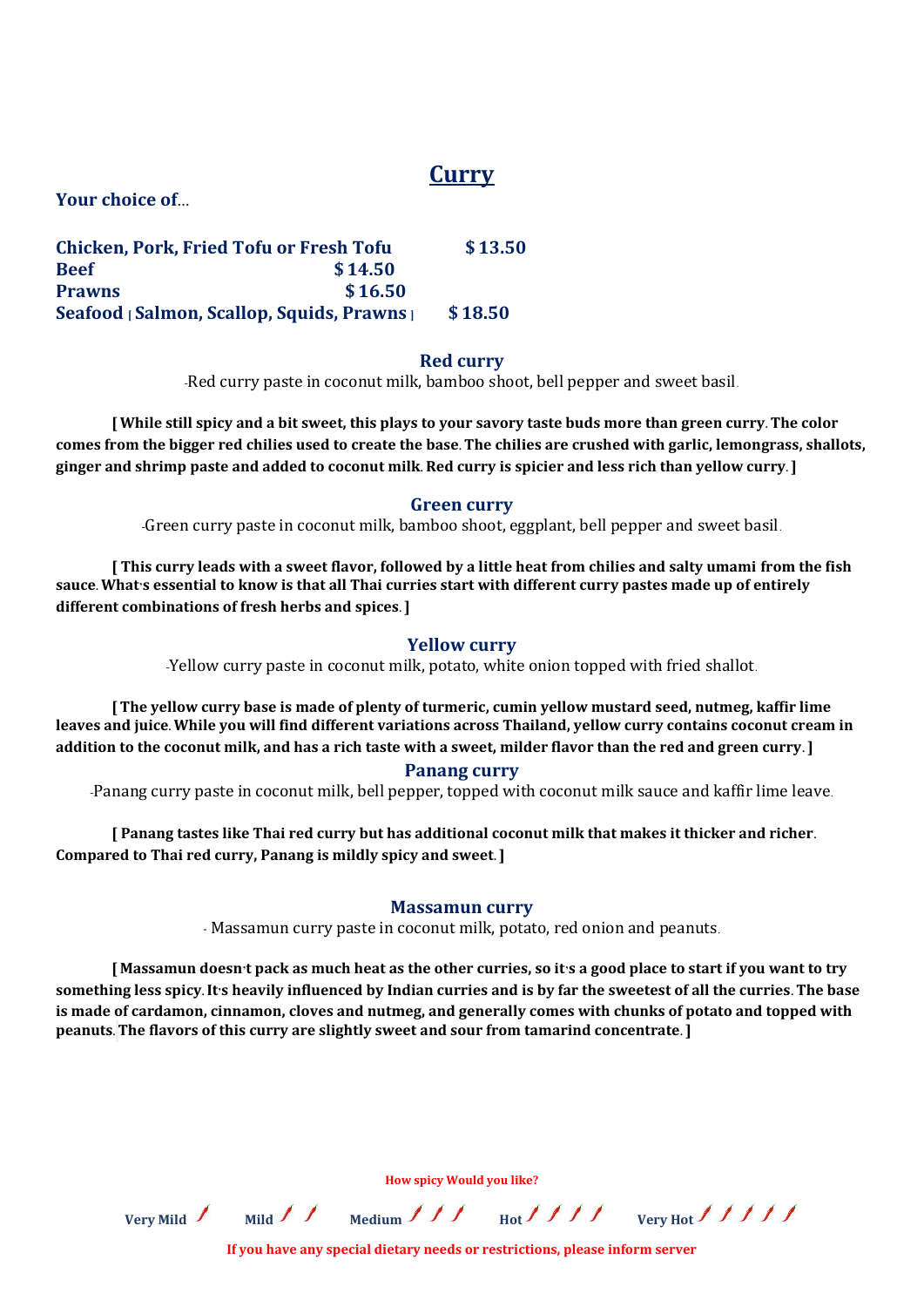# Curry

**Your choice of...**

**Chicken, Pork, Fried Tofu or Fresh Tofu $13.50**
**Beef $14.50**
**Prawns $16.50**
**Seafood [ Salmon, Scallop, Squids, Prawns ] $18.50**

### Red curry

-Red curry paste in coconut milk, bamboo shoot, bell pepper and sweet basil.

**[ While still spicy and a bit sweet, this plays to your savory taste buds more than green curry. The color comes from the bigger red chilies used to create the base. The chilies are crushed with garlic, lemongrass, shallots, ginger and shrimp paste and added to coconut milk. Red curry is spicier and less rich than yellow curry. ]**

### Green curry

-Green curry paste in coconut milk, bamboo shoot, eggplant, bell pepper and sweet basil.

**[ This curry leads with a sweet flavor, followed by a little heat from chilies and salty umami from the fish sauce. What's essential to know is that all Thai curries start with different curry pastes made up of entirely different combinations of fresh herbs and spices. ]**

### Yellow curry

-Yellow curry paste in coconut milk, potato, white onion topped with fried shallot.

**[ The yellow curry base is made of plenty of turmeric, cumin yellow mustard seed, nutmeg, kaffir lime leaves and juice. While you will find different variations across Thailand, yellow curry contains coconut cream in addition to the coconut milk, and has a rich taste with a sweet, milder flavor than the red and green curry. ]**

### Panang curry

-Panang curry paste in coconut milk, bell pepper, topped with coconut milk sauce and kaffir lime leave.

**[ Panang tastes like Thai red curry but has additional coconut milk that makes it thicker and richer. Compared to Thai red curry, Panang is mildly spicy and sweet. ]**

### Massamun curry

- Massamun curry paste in coconut milk, potato, red onion and peanuts.

**[ Massamun doesn't pack as much heat as the other curries, so it's a good place to start if you want to try something less spicy. It's heavily influenced by Indian curries and is by far the sweetest of all the curries. The base is made of cardamon, cinnamon, cloves and nutmeg, and generally comes with chunks of potato and topped with peanuts. The flavors of this curry are slightly sweet and sour from tamarind concentrate. ]**

**How spicy Would you like?**

**Very Mild** 🌶 **Mild** 🌶🌶 **Medium** 🌶🌶🌶 **Hot** 🌶🌶🌶🌶 **Very Hot** 🌶🌶🌶🌶🌶

**If you have any special dietary needs or restrictions, please inform server**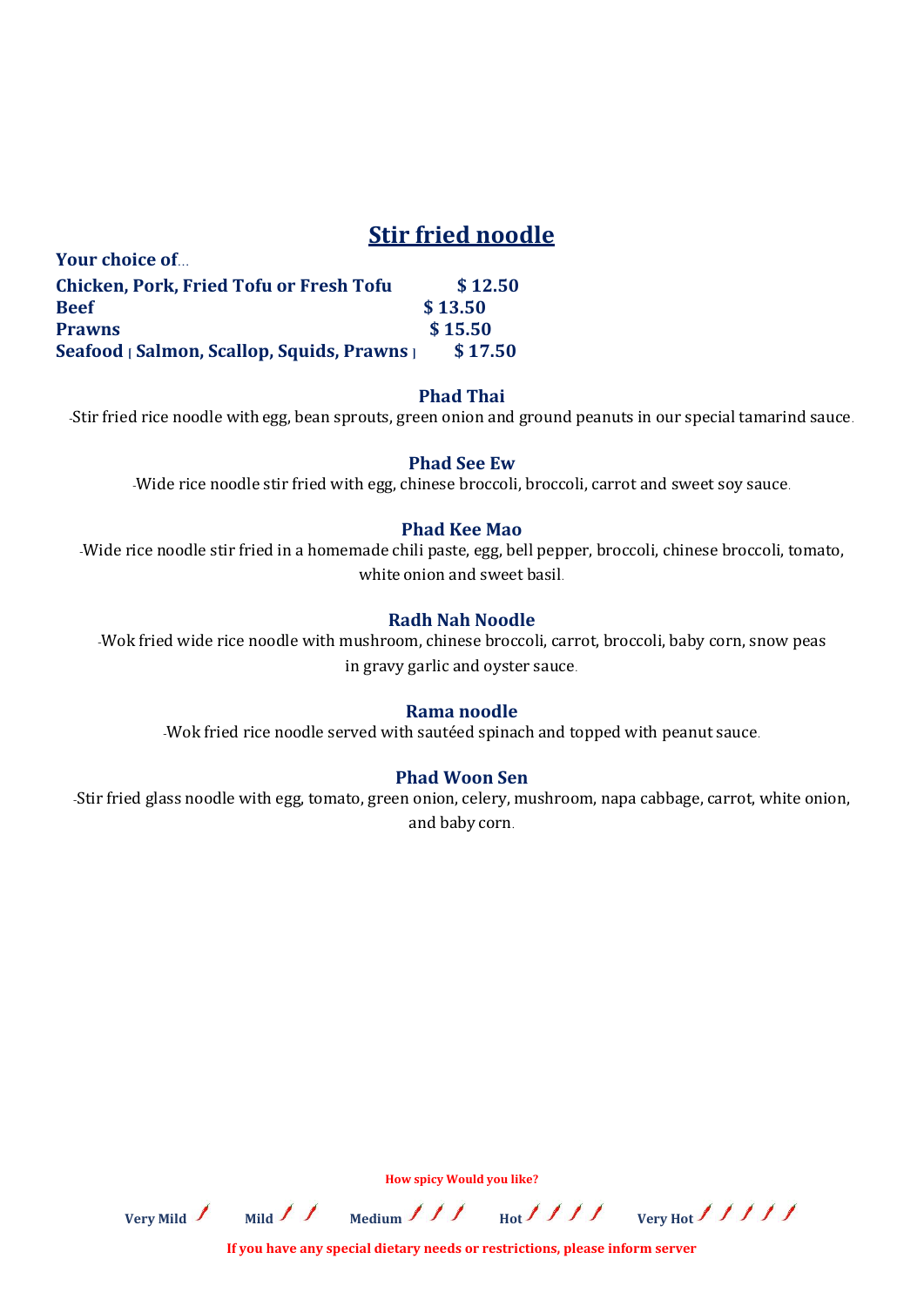## Stir fried noodle

**Your choice of...**

| | |
|---|---|
| **Chicken, Pork, Fried Tofu or Fresh Tofu** | **$ 12.50** |
| **Beef** | **$ 13.50** |
| **Prawns** | **$ 15.50** |
| **Seafood [ Salmon, Scallop, Squids, Prawns ]** | **$ 17.50** |

### Phad Thai

-Stir fried rice noodle with egg, bean sprouts, green onion and ground peanuts in our special tamarind sauce.

### Phad See Ew

-Wide rice noodle stir fried with egg, chinese broccoli, broccoli, carrot and sweet soy sauce.

### Phad Kee Mao

-Wide rice noodle stir fried in a homemade chili paste, egg, bell pepper, broccoli, chinese broccoli, tomato, white onion and sweet basil.

### Radh Nah Noodle

-Wok fried wide rice noodle with mushroom, chinese broccoli, carrot, broccoli, baby corn, snow peas in gravy garlic and oyster sauce.

### Rama noodle

-Wok fried rice noodle served with sautéed spinach and topped with peanut sauce.

### Phad Woon Sen

-Stir fried glass noodle with egg, tomato, green onion, celery, mushroom, napa cabbage, carrot, white onion, and baby corn.

**How spicy Would you like?**

**Very Mild** 🌶 **Mild** 🌶🌶 **Medium** 🌶🌶🌶 **Hot** 🌶🌶🌶🌶 **Very Hot** 🌶🌶🌶🌶🌶

**If you have any special dietary needs or restrictions, please inform server**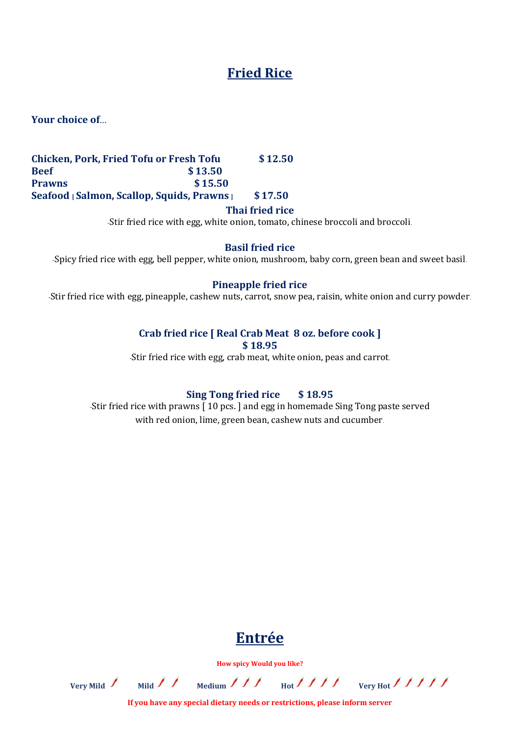# Fried Rice

**Your choice of**...

**Chicken, Pork, Fried Tofu or Fresh Tofu** **$ 12.50**
**Beef** **$ 13.50**
**Prawns** **$ 15.50**
**Seafood [ Salmon, Scallop, Squids, Prawns ]** **$ 17.50**

### Thai fried rice

-Stir fried rice with egg, white onion, tomato, chinese broccoli and broccoli.

### Basil fried rice

-Spicy fried rice with egg, bell pepper, white onion, mushroom, baby corn, green bean and sweet basil.

### Pineapple fried rice

-Stir fried rice with egg, pineapple, cashew nuts, carrot, snow pea, raisin, white onion and curry powder.

### Crab fried rice [ Real Crab Meat 8 oz. before cook ]

**$ 18.95**

-Stir fried rice with egg, crab meat, white onion, peas and carrot.

### Sing Tong fried rice $ 18.95

-Stir fried rice with prawns [ 10 pcs. ] and egg in homemade Sing Tong paste served with red onion, lime, green bean, cashew nuts and cucumber.

# Entrée

**How spicy Would you like?**

**Very Mild** 🌶 **Mild** 🌶🌶 **Medium** 🌶🌶🌶 **Hot** 🌶🌶🌶🌶 **Very Hot** 🌶🌶🌶🌶🌶

**If you have any special dietary needs or restrictions, please inform server**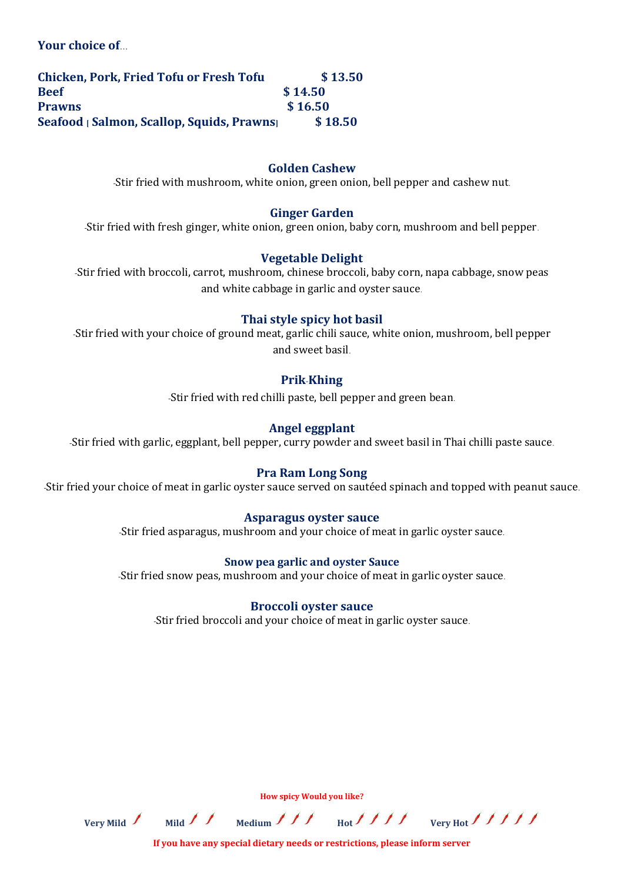**Your choice of...**

| | |
|---|---|
| **Chicken, Pork, Fried Tofu or Fresh Tofu** | **$ 13.50** |
| **Beef** | **$ 14.50** |
| **Prawns** | **$ 16.50** |
| **Seafood [ Salmon, Scallop, Squids, Prawns]** | **$ 18.50** |

### Golden Cashew

-Stir fried with mushroom, white onion, green onion, bell pepper and cashew nut.

### Ginger Garden

-Stir fried with fresh ginger, white onion, green onion, baby corn, mushroom and bell pepper.

### Vegetable Delight

-Stir fried with broccoli, carrot, mushroom, chinese broccoli, baby corn, napa cabbage, snow peas and white cabbage in garlic and oyster sauce.

### Thai style spicy hot basil

-Stir fried with your choice of ground meat, garlic chili sauce, white onion, mushroom, bell pepper and sweet basil.

### Prik-Khing

-Stir fried with red chilli paste, bell pepper and green bean.

### Angel eggplant

-Stir fried with garlic, eggplant, bell pepper, curry powder and sweet basil in Thai chilli paste sauce.

### Pra Ram Long Song

-Stir fried your choice of meat in garlic oyster sauce served on sautéed spinach and topped with peanut sauce.

### Asparagus oyster sauce

-Stir fried asparagus, mushroom and your choice of meat in garlic oyster sauce.

### Snow pea garlic and oyster Sauce

-Stir fried snow peas, mushroom and your choice of meat in garlic oyster sauce.

### Broccoli oyster sauce

-Stir fried broccoli and your choice of meat in garlic oyster sauce.

**How spicy Would you like?**

**Very Mild** 🌶 **Mild** 🌶🌶 **Medium** 🌶🌶🌶 **Hot** 🌶🌶🌶🌶 **Very Hot** 🌶🌶🌶🌶🌶

**If you have any special dietary needs or restrictions, please inform server**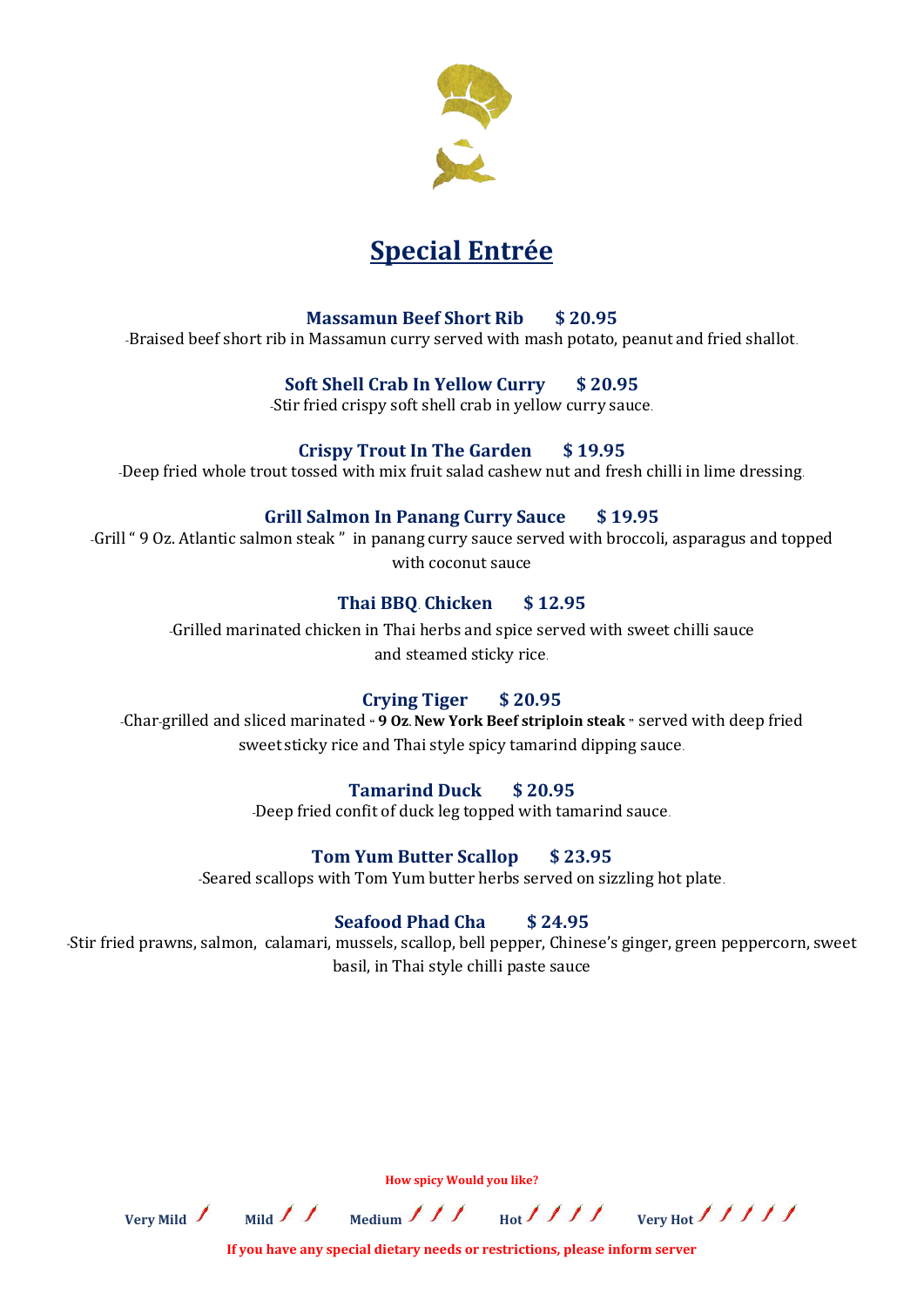# Special Entrée

**Massamun Beef Short Rib $ 20.95**

-Braised beef short rib in Massamun curry served with mash potato, peanut and fried shallot.

**Soft Shell Crab In Yellow Curry $ 20.95**

-Stir fried crispy soft shell crab in yellow curry sauce.

**Crispy Trout In The Garden $ 19.95**

-Deep fried whole trout tossed with mix fruit salad cashew nut and fresh chilli in lime dressing.

**Grill Salmon In Panang Curry Sauce $ 19.95**

-Grill " 9 Oz. Atlantic salmon steak " in panang curry sauce served with broccoli, asparagus and topped with coconut sauce

**Thai BBQ. Chicken $ 12.95**

-Grilled marinated chicken in Thai herbs and spice served with sweet chilli sauce and steamed sticky rice.

**Crying Tiger $ 20.95**

-Char-grilled and sliced marinated " **9 Oz. New York Beef striploin steak** " served with deep fried sweet sticky rice and Thai style spicy tamarind dipping sauce.

**Tamarind Duck $ 20.95**

-Deep fried confit of duck leg topped with tamarind sauce.

**Tom Yum Butter Scallop $ 23.95**

-Seared scallops with Tom Yum butter herbs served on sizzling hot plate.

**Seafood Phad Cha $ 24.95**

-Stir fried prawns, salmon, calamari, mussels, scallop, bell pepper, Chinese's ginger, green peppercorn, sweet basil, in Thai style chilli paste sauce

**How spicy Would you like?**

**Very Mild** 🌶 **Mild** 🌶🌶 **Medium** 🌶🌶🌶 **Hot** 🌶🌶🌶🌶 **Very Hot** 🌶🌶🌶🌶🌶

**If you have any special dietary needs or restrictions, please inform server**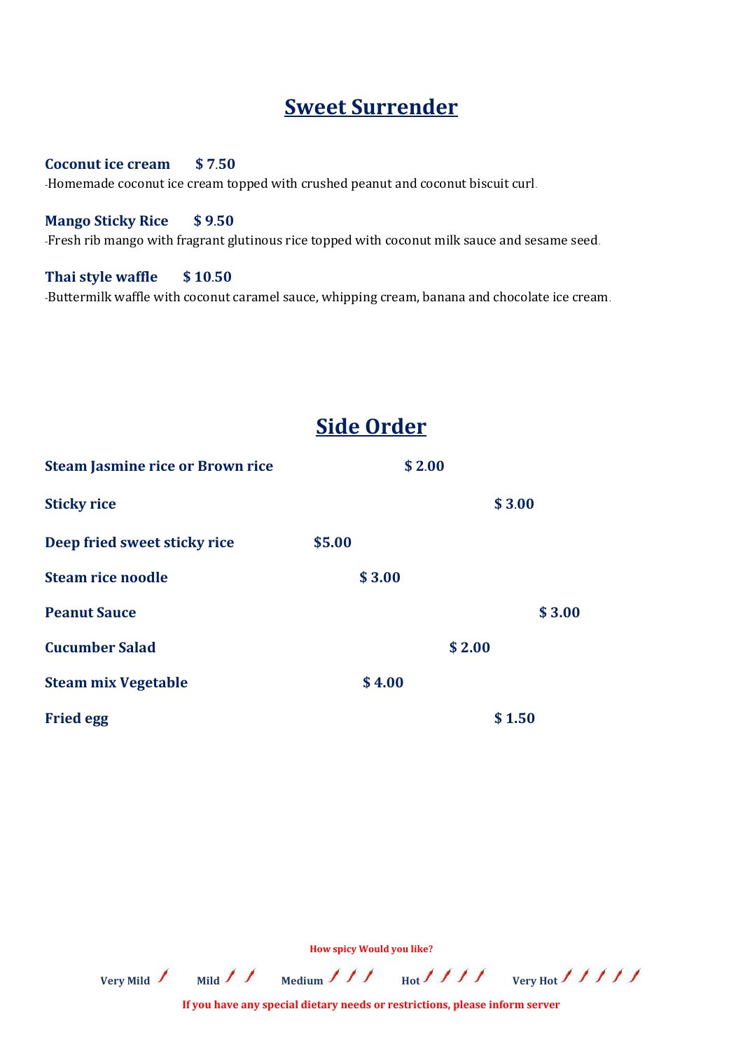# Sweet Surrender

**Coconut ice cream $ 7.50**

-Homemade coconut ice cream topped with crushed peanut and coconut biscuit curl.

**Mango Sticky Rice $ 9.50**

-Fresh rib mango with fragrant glutinous rice topped with coconut milk sauce and sesame seed.

**Thai style waffle $ 10.50**

-Buttermilk waffle with coconut caramel sauce, whipping cream, banana and chocolate ice cream.

# Side Order

**Steam Jasmine rice or Brown rice $ 2.00**

**Sticky rice $ 3.00**

**Deep fried sweet sticky rice $5.00**

**Steam rice noodle $ 3.00**

**Peanut Sauce $ 3.00**

**Cucumber Salad $ 2.00**

**Steam mix Vegetable $ 4.00**

**Fried egg $ 1.50**

**How spicy Would you like?**

**Very Mild** 🌶 **Mild** 🌶🌶 **Medium** 🌶🌶🌶 **Hot** 🌶🌶🌶🌶 **Very Hot** 🌶🌶🌶🌶🌶

**If you have any special dietary needs or restrictions, please inform server**